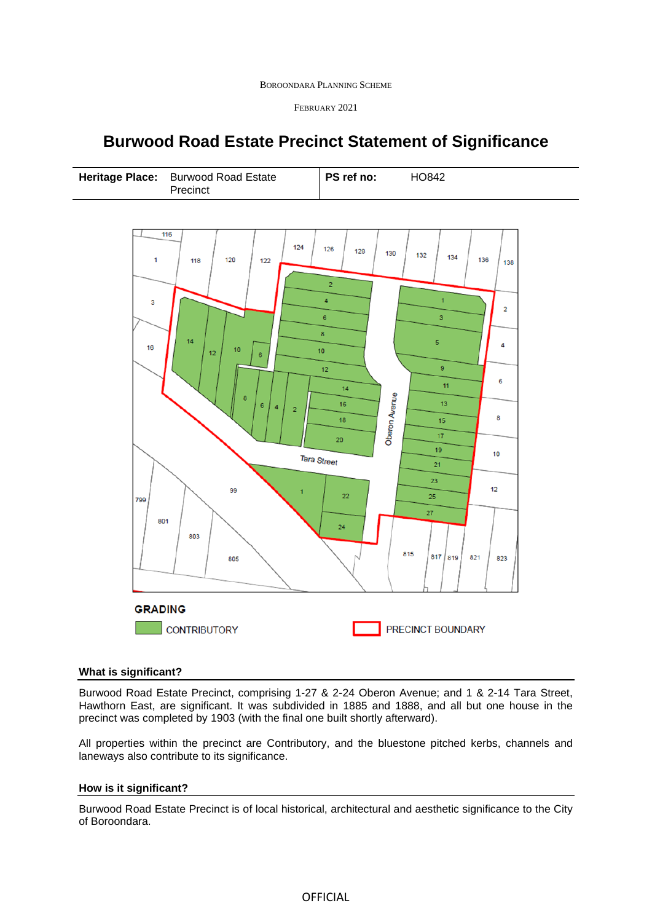BOROONDARA PLANNING SCHEME

FEBRUARY 2021

# Burwood Road Estate Precinct Statement of Significance

| **Heritage Place:** Burwood Road Estate Precinct | **PS ref no:** HO842 |
|---|---|

GRADING

CONTRIBUTORY

PRECINCT BOUNDARY

### What is significant?

Burwood Road Estate Precinct, comprising 1-27 & 2-24 Oberon Avenue; and 1 & 2-14 Tara Street, Hawthorn East, are significant. It was subdivided in 1885 and 1888, and all but one house in the precinct was completed by 1903 (with the final one built shortly afterward).

All properties within the precinct are Contributory, and the bluestone pitched kerbs, channels and laneways also contribute to its significance.

### How is it significant?

Burwood Road Estate Precinct is of local historical, architectural and aesthetic significance to the City of Boroondara.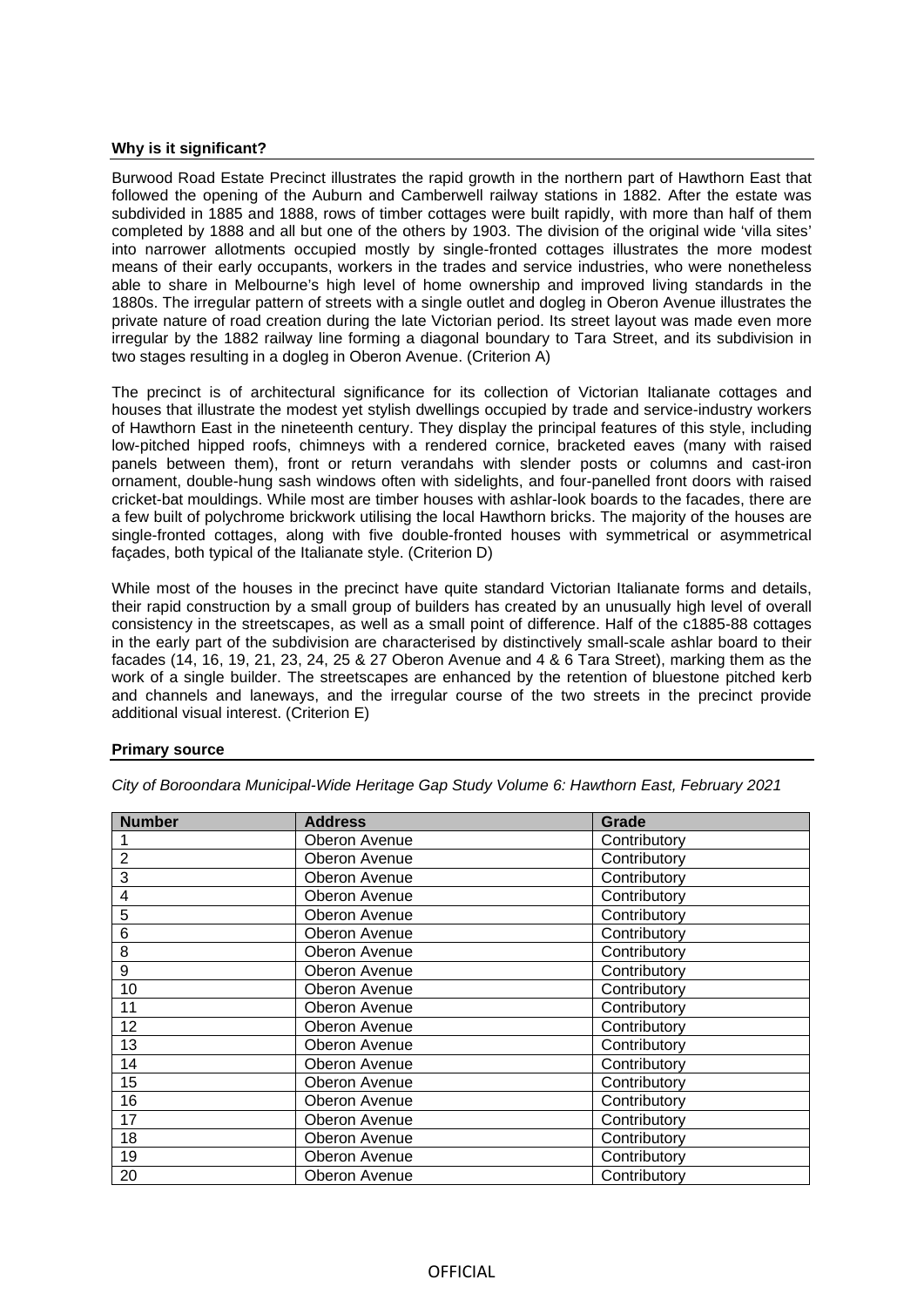**Why is it significant?**

Burwood Road Estate Precinct illustrates the rapid growth in the northern part of Hawthorn East that followed the opening of the Auburn and Camberwell railway stations in 1882. After the estate was subdivided in 1885 and 1888, rows of timber cottages were built rapidly, with more than half of them completed by 1888 and all but one of the others by 1903. The division of the original wide 'villa sites' into narrower allotments occupied mostly by single-fronted cottages illustrates the more modest means of their early occupants, workers in the trades and service industries, who were nonetheless able to share in Melbourne's high level of home ownership and improved living standards in the 1880s. The irregular pattern of streets with a single outlet and dogleg in Oberon Avenue illustrates the private nature of road creation during the late Victorian period. Its street layout was made even more irregular by the 1882 railway line forming a diagonal boundary to Tara Street, and its subdivision in two stages resulting in a dogleg in Oberon Avenue. (Criterion A)

The precinct is of architectural significance for its collection of Victorian Italianate cottages and houses that illustrate the modest yet stylish dwellings occupied by trade and service-industry workers of Hawthorn East in the nineteenth century. They display the principal features of this style, including low-pitched hipped roofs, chimneys with a rendered cornice, bracketed eaves (many with raised panels between them), front or return verandahs with slender posts or columns and cast-iron ornament, double-hung sash windows often with sidelights, and four-panelled front doors with raised cricket-bat mouldings. While most are timber houses with ashlar-look boards to the facades, there are a few built of polychrome brickwork utilising the local Hawthorn bricks. The majority of the houses are single-fronted cottages, along with five double-fronted houses with symmetrical or asymmetrical façades, both typical of the Italianate style. (Criterion D)

While most of the houses in the precinct have quite standard Victorian Italianate forms and details, their rapid construction by a small group of builders has created by an unusually high level of overall consistency in the streetscapes, as well as a small point of difference. Half of the c1885-88 cottages in the early part of the subdivision are characterised by distinctively small-scale ashlar board to their facades (14, 16, 19, 21, 23, 24, 25 & 27 Oberon Avenue and 4 & 6 Tara Street), marking them as the work of a single builder. The streetscapes are enhanced by the retention of bluestone pitched kerb and channels and laneways, and the irregular course of the two streets in the precinct provide additional visual interest. (Criterion E)

**Primary source**

*City of Boroondara Municipal-Wide Heritage Gap Study Volume 6: Hawthorn East, February 2021*

| Number | Address | Grade |
|---|---|---|
| 1 | Oberon Avenue | Contributory |
| 2 | Oberon Avenue | Contributory |
| 3 | Oberon Avenue | Contributory |
| 4 | Oberon Avenue | Contributory |
| 5 | Oberon Avenue | Contributory |
| 6 | Oberon Avenue | Contributory |
| 8 | Oberon Avenue | Contributory |
| 9 | Oberon Avenue | Contributory |
| 10 | Oberon Avenue | Contributory |
| 11 | Oberon Avenue | Contributory |
| 12 | Oberon Avenue | Contributory |
| 13 | Oberon Avenue | Contributory |
| 14 | Oberon Avenue | Contributory |
| 15 | Oberon Avenue | Contributory |
| 16 | Oberon Avenue | Contributory |
| 17 | Oberon Avenue | Contributory |
| 18 | Oberon Avenue | Contributory |
| 19 | Oberon Avenue | Contributory |
| 20 | Oberon Avenue | Contributory |

OFFICIAL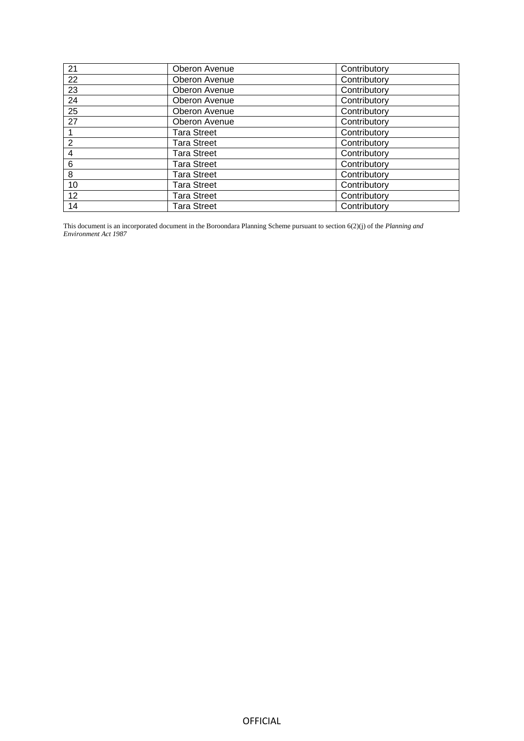| | | |
|---|---|---|
| 21 | Oberon Avenue | Contributory |
| 22 | Oberon Avenue | Contributory |
| 23 | Oberon Avenue | Contributory |
| 24 | Oberon Avenue | Contributory |
| 25 | Oberon Avenue | Contributory |
| 27 | Oberon Avenue | Contributory |
| 1 | Tara Street | Contributory |
| 2 | Tara Street | Contributory |
| 4 | Tara Street | Contributory |
| 6 | Tara Street | Contributory |
| 8 | Tara Street | Contributory |
| 10 | Tara Street | Contributory |
| 12 | Tara Street | Contributory |
| 14 | Tara Street | Contributory |

This document is an incorporated document in the Boroondara Planning Scheme pursuant to section 6(2)(j) of the *Planning and Environment Act 1987*

OFFICIAL